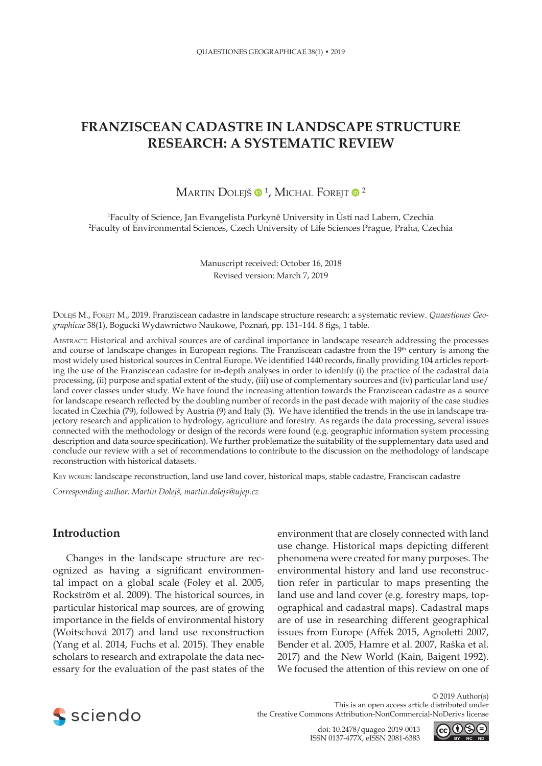# FRANZISCEAN CADASTRE IN LANDSCAPE STRUCTURE RESEARCH: A SYSTEMATIC REVIEW

Martin Dolejš [1], Michal Forejt [2]

[1]Faculty of Science, Jan Evangelista Purkyně University in Ústí nad Labem, Czechia
[2]Faculty of Environmental Sciences, Czech University of Life Sciences Prague, Praha, Czechia

Manuscript received: October 16, 2018
Revised version: March 7, 2019

Dolejš M., Forejt M., 2019. Franziscean cadastre in landscape structure research: a systematic review. *Quaestiones Geographicae* 38(1), Bogucki Wydawnictwo Naukowe, Poznań, pp. 131–144. 8 figs, 1 table.

Abstract: Historical and archival sources are of cardinal importance in landscape research addressing the processes and course of landscape changes in European regions. The Franziscean cadastre from the 19th century is among the most widely used historical sources in Central Europe. We identified 1440 records, finally providing 104 articles reporting the use of the Franziscean cadastre for in-depth analyses in order to identify (i) the practice of the cadastral data processing, (ii) purpose and spatial extent of the study, (iii) use of complementary sources and (iv) particular land use/land cover classes under study. We have found the increasing attention towards the Franziscean cadastre as a source for landscape research reflected by the doubling number of records in the past decade with majority of the case studies located in Czechia (79), followed by Austria (9) and Italy (3). We have identified the trends in the use in landscape trajectory research and application to hydrology, agriculture and forestry. As regards the data processing, several issues connected with the methodology or design of the records were found (e.g. geographic information system processing description and data source specification). We further problematize the suitability of the supplementary data used and conclude our review with a set of recommendations to contribute to the discussion on the methodology of landscape reconstruction with historical datasets.

Key words: landscape reconstruction, land use land cover, historical maps, stable cadastre, Franciscan cadastre

*Corresponding author: Martin Dolejš, martin.dolejs@ujep.cz*

## Introduction

Changes in the landscape structure are recognized as having a significant environmental impact on a global scale (Foley et al. 2005, Rockström et al. 2009). The historical sources, in particular historical map sources, are of growing importance in the fields of environmental history (Woitschová 2017) and land use reconstruction (Yang et al. 2014, Fuchs et al. 2015). They enable scholars to research and extrapolate the data necessary for the evaluation of the past states of the environment that are closely connected with land use change. Historical maps depicting different phenomena were created for many purposes. The environmental history and land use reconstruction refer in particular to maps presenting the land use and land cover (e.g. forestry maps, topographical and cadastral maps). Cadastral maps are of use in researching different geographical issues from Europe (Affek 2015, Agnoletti 2007, Bender et al. 2005, Hamre et al. 2007, Raška et al. 2017) and the New World (Kain, Baigent 1992). We focused the attention of this review on one of

© 2019 Author(s)
This is an open access article distributed under the Creative Commons Attribution-NonCommercial-NoDerivs license

doi: 10.2478/quageo-2019-0013
ISSN 0137-477X, eISSN 2081-6383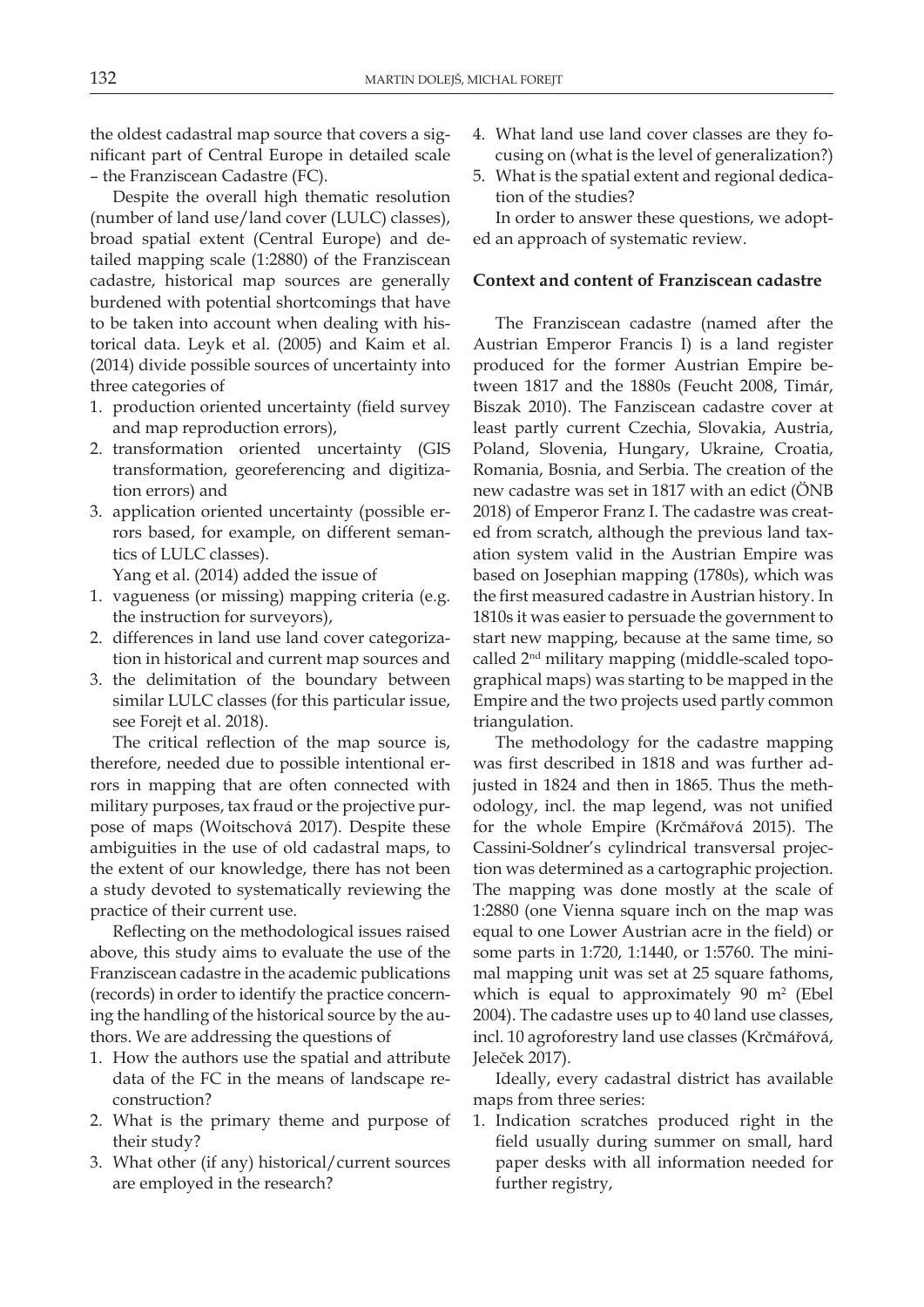the oldest cadastral map source that covers a significant part of Central Europe in detailed scale – the Franziscean Cadastre (FC).

Despite the overall high thematic resolution (number of land use/land cover (LULC) classes), broad spatial extent (Central Europe) and detailed mapping scale (1:2880) of the Franziscean cadastre, historical map sources are generally burdened with potential shortcomings that have to be taken into account when dealing with historical data. Leyk et al. (2005) and Kaim et al. (2014) divide possible sources of uncertainty into three categories of

1. production oriented uncertainty (field survey and map reproduction errors),
2. transformation oriented uncertainty (GIS transformation, georeferencing and digitization errors) and
3. application oriented uncertainty (possible errors based, for example, on different semantics of LULC classes).

Yang et al. (2014) added the issue of

1. vagueness (or missing) mapping criteria (e.g. the instruction for surveyors),
2. differences in land use land cover categorization in historical and current map sources and
3. the delimitation of the boundary between similar LULC classes (for this particular issue, see Forejt et al. 2018).

The critical reflection of the map source is, therefore, needed due to possible intentional errors in mapping that are often connected with military purposes, tax fraud or the projective purpose of maps (Woitschová 2017). Despite these ambiguities in the use of old cadastral maps, to the extent of our knowledge, there has not been a study devoted to systematically reviewing the practice of their current use.

Reflecting on the methodological issues raised above, this study aims to evaluate the use of the Franziscean cadastre in the academic publications (records) in order to identify the practice concerning the handling of the historical source by the authors. We are addressing the questions of

1. How the authors use the spatial and attribute data of the FC in the means of landscape reconstruction?
2. What is the primary theme and purpose of their study?
3. What other (if any) historical/current sources are employed in the research?
4. What land use land cover classes are they focusing on (what is the level of generalization?)
5. What is the spatial extent and regional dedication of the studies?

In order to answer these questions, we adopted an approach of systematic review.

## Context and content of Franziscean cadastre

The Franziscean cadastre (named after the Austrian Emperor Francis I) is a land register produced for the former Austrian Empire between 1817 and the 1880s (Feucht 2008, Timár, Biszak 2010). The Fanziscean cadastre cover at least partly current Czechia, Slovakia, Austria, Poland, Slovenia, Hungary, Ukraine, Croatia, Romania, Bosnia, and Serbia. The creation of the new cadastre was set in 1817 with an edict (ÖNB 2018) of Emperor Franz I. The cadastre was created from scratch, although the previous land taxation system valid in the Austrian Empire was based on Josephian mapping (1780s), which was the first measured cadastre in Austrian history. In 1810s it was easier to persuade the government to start new mapping, because at the same time, so called 2[nd] military mapping (middle-scaled topographical maps) was starting to be mapped in the Empire and the two projects used partly common triangulation.

The methodology for the cadastre mapping was first described in 1818 and was further adjusted in 1824 and then in 1865. Thus the methodology, incl. the map legend, was not unified for the whole Empire (Krčmářová 2015). The Cassini-Soldner's cylindrical transversal projection was determined as a cartographic projection. The mapping was done mostly at the scale of 1:2880 (one Vienna square inch on the map was equal to one Lower Austrian acre in the field) or some parts in 1:720, 1:1440, or 1:5760. The minimal mapping unit was set at 25 square fathoms, which is equal to approximately 90 $m^2$ (Ebel 2004). The cadastre uses up to 40 land use classes, incl. 10 agroforestry land use classes (Krčmářová, Jeleček 2017).

Ideally, every cadastral district has available maps from three series:

1. Indication scratches produced right in the field usually during summer on small, hard paper desks with all information needed for further registry,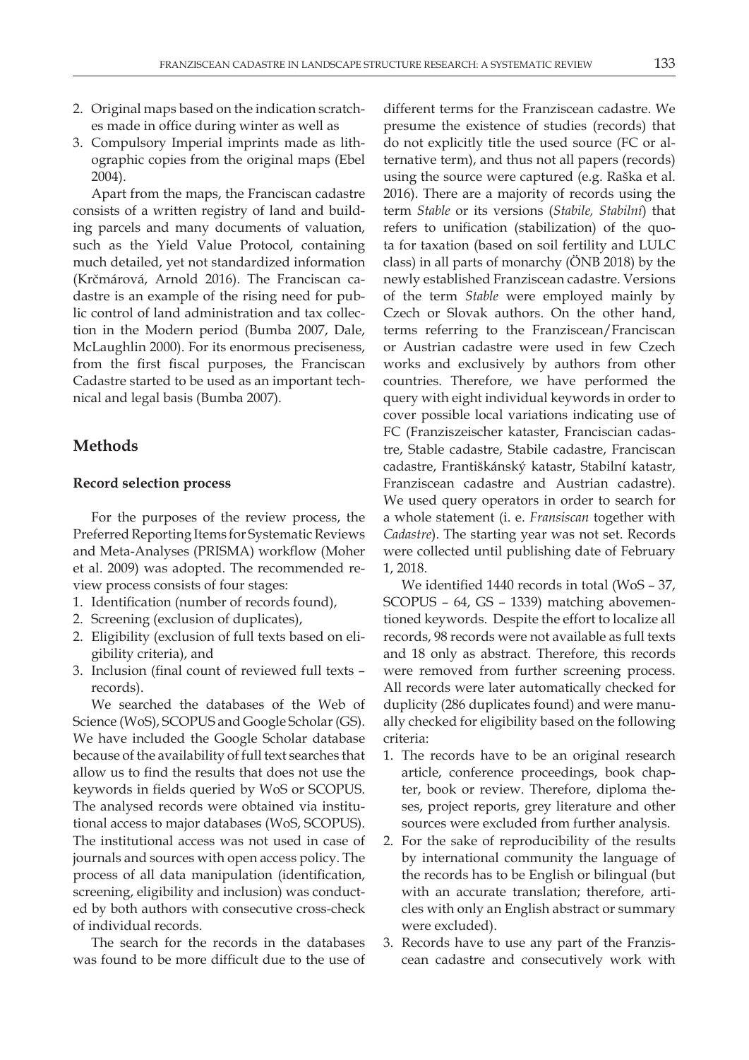2. Original maps based on the indication scratches made in office during winter as well as
3. Compulsory Imperial imprints made as lithographic copies from the original maps (Ebel 2004).

Apart from the maps, the Franciscan cadastre consists of a written registry of land and building parcels and many documents of valuation, such as the Yield Value Protocol, containing much detailed, yet not standardized information (Krčmárová, Arnold 2016). The Franciscan cadastre is an example of the rising need for public control of land administration and tax collection in the Modern period (Bumba 2007, Dale, McLaughlin 2000). For its enormous preciseness, from the first fiscal purposes, the Franciscan Cadastre started to be used as an important technical and legal basis (Bumba 2007).

## Methods

### Record selection process

For the purposes of the review process, the Preferred Reporting Items for Systematic Reviews and Meta-Analyses (PRISMA) workflow (Moher et al. 2009) was adopted. The recommended review process consists of four stages:

1. Identification (number of records found),
2. Screening (exclusion of duplicates),
2. Eligibility (exclusion of full texts based on eligibility criteria), and
3. Inclusion (final count of reviewed full texts – records).

We searched the databases of the Web of Science (WoS), SCOPUS and Google Scholar (GS). We have included the Google Scholar database because of the availability of full text searches that allow us to find the results that does not use the keywords in fields queried by WoS or SCOPUS. The analysed records were obtained via institutional access to major databases (WoS, SCOPUS). The institutional access was not used in case of journals and sources with open access policy. The process of all data manipulation (identification, screening, eligibility and inclusion) was conducted by both authors with consecutive cross-check of individual records.

The search for the records in the databases was found to be more difficult due to the use of different terms for the Franziscean cadastre. We presume the existence of studies (records) that do not explicitly title the used source (FC or alternative term), and thus not all papers (records) using the source were captured (e.g. Raška et al. 2016). There are a majority of records using the term *Stable* or its versions (*Stabile, Stabilní*) that refers to unification (stabilization) of the quota for taxation (based on soil fertility and LULC class) in all parts of monarchy (ÖNB 2018) by the newly established Franziscean cadastre. Versions of the term *Stable* were employed mainly by Czech or Slovak authors. On the other hand, terms referring to the Franziscean/Franciscan or Austrian cadastre were used in few Czech works and exclusively by authors from other countries. Therefore, we have performed the query with eight individual keywords in order to cover possible local variations indicating use of FC (Franziszeischer kataster, Franciscian cadastre, Stable cadastre, Stabile cadastre, Franciscan cadastre, Františkánský katastr, Stabilní katastr, Franziscean cadastre and Austrian cadastre). We used query operators in order to search for a whole statement (i. e. *Fransiscan* together with *Cadastre*). The starting year was not set. Records were collected until publishing date of February 1, 2018.

We identified 1440 records in total (WoS – 37, SCOPUS – 64, GS – 1339) matching abovementioned keywords. Despite the effort to localize all records, 98 records were not available as full texts and 18 only as abstract. Therefore, this records were removed from further screening process. All records were later automatically checked for duplicity (286 duplicates found) and were manually checked for eligibility based on the following criteria:

1. The records have to be an original research article, conference proceedings, book chapter, book or review. Therefore, diploma theses, project reports, grey literature and other sources were excluded from further analysis.
2. For the sake of reproducibility of the results by international community the language of the records has to be English or bilingual (but with an accurate translation; therefore, articles with only an English abstract or summary were excluded).
3. Records have to use any part of the Franziscean cadastre and consecutively work with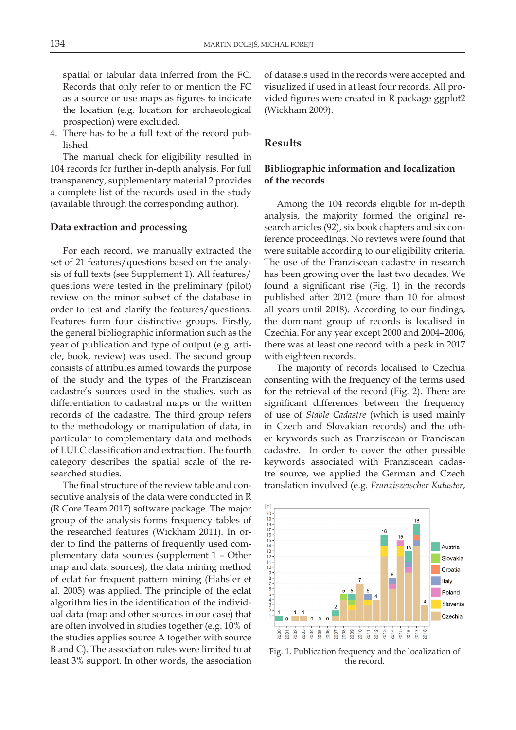spatial or tabular data inferred from the FC. Records that only refer to or mention the FC as a source or use maps as figures to indicate the location (e.g. location for archaeological prospection) were excluded.

4. There has to be a full text of the record published.

The manual check for eligibility resulted in 104 records for further in-depth analysis. For full transparency, supplementary material 2 provides a complete list of the records used in the study (available through the corresponding author).

### Data extraction and processing

For each record, we manually extracted the set of 21 features/questions based on the analysis of full texts (see Supplement 1). All features/questions were tested in the preliminary (pilot) review on the minor subset of the database in order to test and clarify the features/questions. Features form four distinctive groups. Firstly, the general bibliographic information such as the year of publication and type of output (e.g. article, book, review) was used. The second group consists of attributes aimed towards the purpose of the study and the types of the Franziscean cadastre's sources used in the studies, such as differentiation to cadastral maps or the written records of the cadastre. The third group refers to the methodology or manipulation of data, in particular to complementary data and methods of LULC classification and extraction. The fourth category describes the spatial scale of the researched studies.

The final structure of the review table and consecutive analysis of the data were conducted in R (R Core Team 2017) software package. The major group of the analysis forms frequency tables of the researched features (Wickham 2011). In order to find the patterns of frequently used complementary data sources (supplement 1 – Other map and data sources), the data mining method of eclat for frequent pattern mining (Hahsler et al. 2005) was applied. The principle of the eclat algorithm lies in the identification of the individual data (map and other sources in our case) that are often involved in studies together (e.g. 10% of the studies applies source A together with source B and C). The association rules were limited to at least 3% support. In other words, the association of datasets used in the records were accepted and visualized if used in at least four records. All provided figures were created in R package ggplot2 (Wickham 2009).

## Results

### Bibliographic information and localization of the records

Among the 104 records eligible for in-depth analysis, the majority formed the original research articles (92), six book chapters and six conference proceedings. No reviews were found that were suitable according to our eligibility criteria. The use of the Franziscean cadastre in research has been growing over the last two decades. We found a significant rise (Fig. 1) in the records published after 2012 (more than 10 for almost all years until 2018). According to our findings, the dominant group of records is localised in Czechia. For any year except 2000 and 2004–2006, there was at least one record with a peak in 2017 with eighteen records.

The majority of records localised to Czechia consenting with the frequency of the terms used for the retrieval of the record (Fig. 2). There are significant differences between the frequency of use of *Stable Cadastre* (which is used mainly in Czech and Slovakian records) and the other keywords such as Franziscean or Franciscan cadastre. In order to cover the other possible keywords associated with Franziscean cadastre source, we applied the German and Czech translation involved (e.g. *Franziszeischer Kataster*,

Fig. 1. Publication frequency and the localization of the record.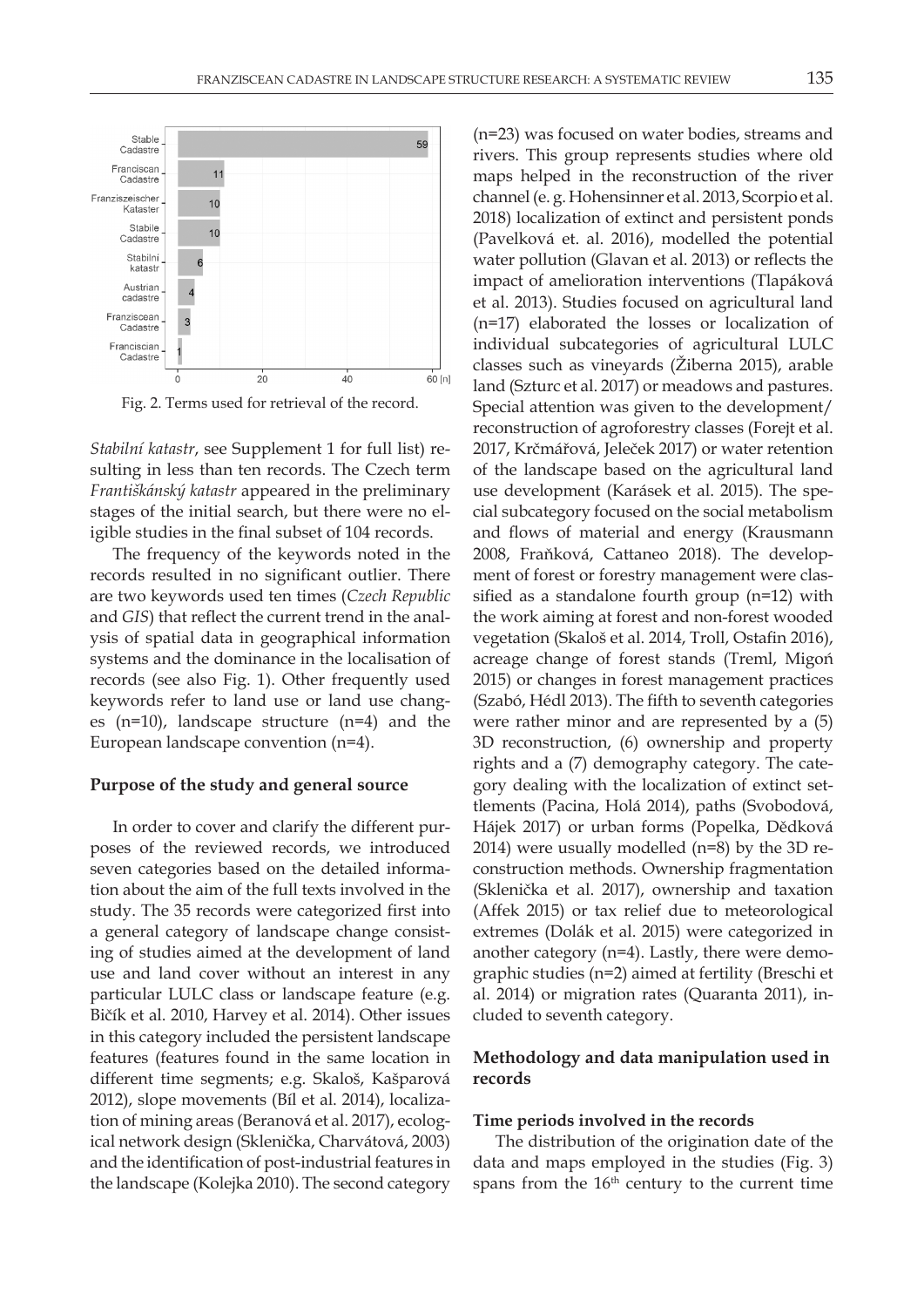Fig. 2. Terms used for retrieval of the record.

*Stabilní katastr*, see Supplement 1 for full list) resulting in less than ten records. The Czech term *Františkánský katastr* appeared in the preliminary stages of the initial search, but there were no eligible studies in the final subset of 104 records.

The frequency of the keywords noted in the records resulted in no significant outlier. There are two keywords used ten times (*Czech Republic* and *GIS*) that reflect the current trend in the analysis of spatial data in geographical information systems and the dominance in the localisation of records (see also Fig. 1). Other frequently used keywords refer to land use or land use changes (n=10), landscape structure (n=4) and the European landscape convention (n=4).

## Purpose of the study and general source

In order to cover and clarify the different purposes of the reviewed records, we introduced seven categories based on the detailed information about the aim of the full texts involved in the study. The 35 records were categorized first into a general category of landscape change consisting of studies aimed at the development of land use and land cover without an interest in any particular LULC class or landscape feature (e.g. Bičík et al. 2010, Harvey et al. 2014). Other issues in this category included the persistent landscape features (features found in the same location in different time segments; e.g. Skaloš, Kašparová 2012), slope movements (Bíl et al. 2014), localization of mining areas (Beranová et al. 2017), ecological network design (Sklenička, Charvátová, 2003) and the identification of post-industrial features in the landscape (Kolejka 2010). The second category (n=23) was focused on water bodies, streams and rivers. This group represents studies where old maps helped in the reconstruction of the river channel (e. g. Hohensinner et al. 2013, Scorpio et al. 2018) localization of extinct and persistent ponds (Pavelková et. al. 2016), modelled the potential water pollution (Glavan et al. 2013) or reflects the impact of amelioration interventions (Tlapáková et al. 2013). Studies focused on agricultural land (n=17) elaborated the losses or localization of individual subcategories of agricultural LULC classes such as vineyards (Žiberna 2015), arable land (Szturc et al. 2017) or meadows and pastures. Special attention was given to the development/reconstruction of agroforestry classes (Forejt et al. 2017, Krčmářová, Jeleček 2017) or water retention of the landscape based on the agricultural land use development (Karásek et al. 2015). The special subcategory focused on the social metabolism and flows of material and energy (Krausmann 2008, Fraňková, Cattaneo 2018). The development of forest or forestry management were classified as a standalone fourth group (n=12) with the work aiming at forest and non-forest wooded vegetation (Skaloš et al. 2014, Troll, Ostafin 2016), acreage change of forest stands (Treml, Migoń 2015) or changes in forest management practices (Szabó, Hédl 2013). The fifth to seventh categories were rather minor and are represented by a (5) 3D reconstruction, (6) ownership and property rights and a (7) demography category. The category dealing with the localization of extinct settlements (Pacina, Holá 2014), paths (Svobodová, Hájek 2017) or urban forms (Popelka, Dědková 2014) were usually modelled (n=8) by the 3D reconstruction methods. Ownership fragmentation (Sklenička et al. 2017), ownership and taxation (Affek 2015) or tax relief due to meteorological extremes (Dolák et al. 2015) were categorized in another category (n=4). Lastly, there were demographic studies (n=2) aimed at fertility (Breschi et al. 2014) or migration rates (Quaranta 2011), included to seventh category.

## Methodology and data manipulation used in records

### Time periods involved in the records

The distribution of the origination date of the data and maps employed in the studies (Fig. 3) spans from the 16th century to the current time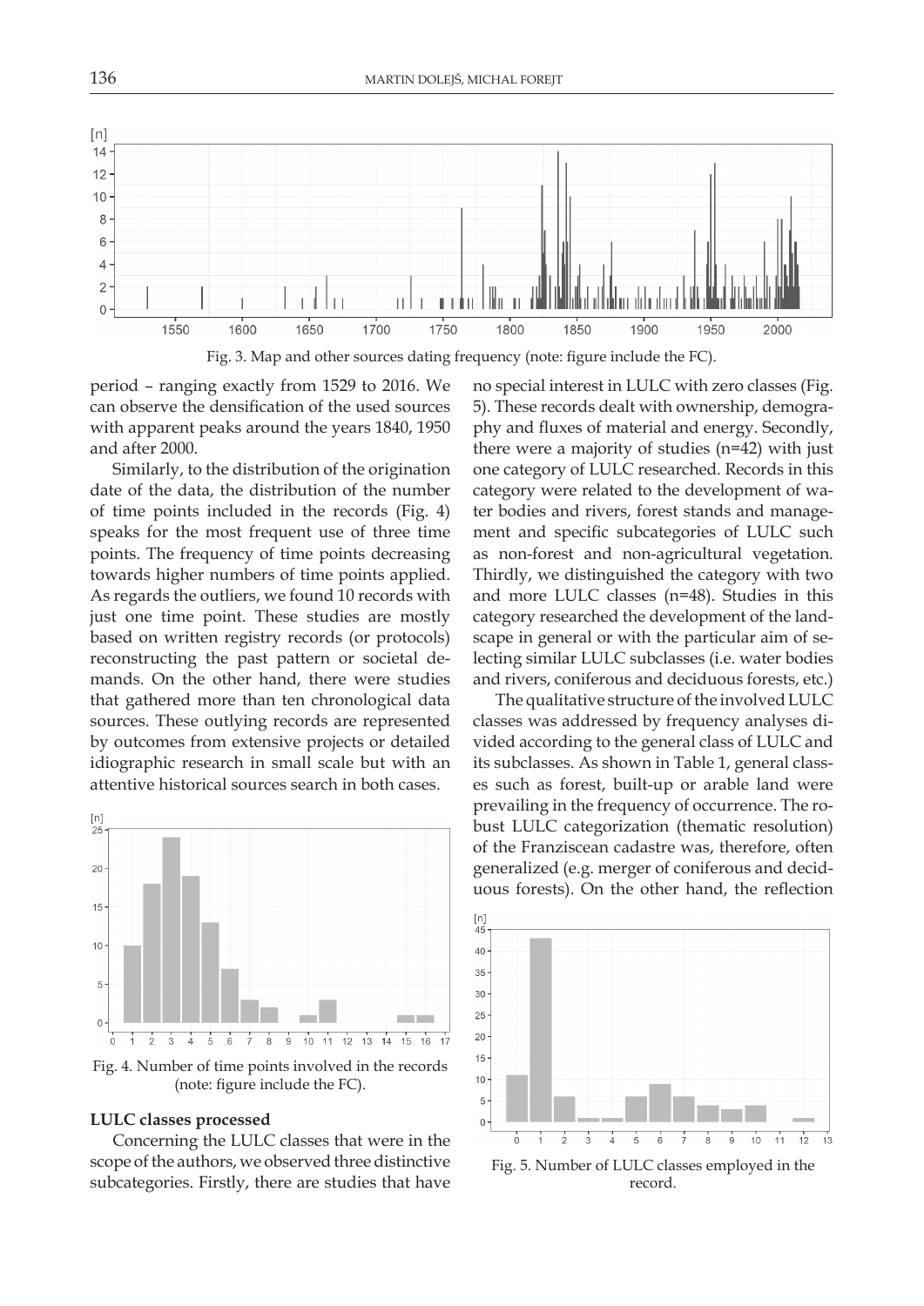Fig. 3. Map and other sources dating frequency (note: figure include the FC).

period – ranging exactly from 1529 to 2016. We can observe the densification of the used sources with apparent peaks around the years 1840, 1950 and after 2000.

Similarly, to the distribution of the origination date of the data, the distribution of the number of time points included in the records (Fig. 4) speaks for the most frequent use of three time points. The frequency of time points decreasing towards higher numbers of time points applied. As regards the outliers, we found 10 records with just one time point. These studies are mostly based on written registry records (or protocols) reconstructing the past pattern or societal demands. On the other hand, there were studies that gathered more than ten chronological data sources. These outlying records are represented by outcomes from extensive projects or detailed idiographic research in small scale but with an attentive historical sources search in both cases.

Fig. 4. Number of time points involved in the records (note: figure include the FC).

**LULC classes processed**

Concerning the LULC classes that were in the scope of the authors, we observed three distinctive subcategories. Firstly, there are studies that have no special interest in LULC with zero classes (Fig. 5). These records dealt with ownership, demography and fluxes of material and energy. Secondly, there were a majority of studies (n=42) with just one category of LULC researched. Records in this category were related to the development of water bodies and rivers, forest stands and management and specific subcategories of LULC such as non-forest and non-agricultural vegetation. Thirdly, we distinguished the category with two and more LULC classes (n=48). Studies in this category researched the development of the landscape in general or with the particular aim of selecting similar LULC subclasses (i.e. water bodies and rivers, coniferous and deciduous forests, etc.)

The qualitative structure of the involved LULC classes was addressed by frequency analyses divided according to the general class of LULC and its subclasses. As shown in Table 1, general classes such as forest, built-up or arable land were prevailing in the frequency of occurrence. The robust LULC categorization (thematic resolution) of the Franziscean cadastre was, therefore, often generalized (e.g. merger of coniferous and deciduous forests). On the other hand, the reflection

Fig. 5. Number of LULC classes employed in the record.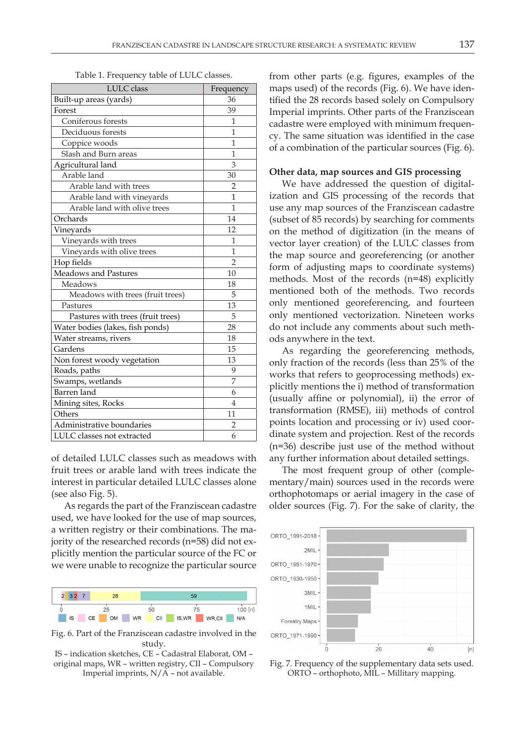Table 1. Frequency table of LULC classes.

| LULC class | Frequency |
|---|---|
| Built-up areas (yards) | 36 |
| Forest | 39 |
| Coniferous forests | 1 |
| Deciduous forests | 1 |
| Coppice woods | 1 |
| Slash and Burn areas | 1 |
| Agricultural land | 3 |
| Arable land | 30 |
| Arable land with trees | 2 |
| Arable land with vineyards | 1 |
| Arable land with olive trees | 1 |
| Orchards | 14 |
| Vineyards | 12 |
| Vineyards with trees | 1 |
| Vineyards with olive trees | 1 |
| Hop fields | 2 |
| Meadows and Pastures | 10 |
| Meadows | 18 |
| Meadows with trees (fruit trees) | 5 |
| Pastures | 13 |
| Pastures with trees (fruit trees) | 5 |
| Water bodies (lakes, fish ponds) | 28 |
| Water streams, rivers | 18 |
| Gardens | 15 |
| Non forest woody vegetation | 13 |
| Roads, paths | 9 |
| Swamps, wetlands | 7 |
| Barren land | 6 |
| Mining sites, Rocks | 4 |
| Others | 11 |
| Administrative boundaries | 2 |
| LULC classes not extracted | 6 |

of detailed LULC classes such as meadows with fruit trees or arable land with trees indicate the interest in particular detailed LULC classes alone (see also Fig. 5).

As regards the part of the Franziscean cadastre used, we have looked for the use of map sources, a written registry or their combinations. The majority of the researched records (n=58) did not explicitly mention the particular source of the FC or we were unable to recognize the particular source from other parts (e.g. figures, examples of the maps used) of the records (Fig. 6). We have identified the 28 records based solely on Compulsory Imperial imprints. Other parts of the Franziscean cadastre were employed with minimum frequency. The same situation was identified in the case of a combination of the particular sources (Fig. 6).

Fig. 6. Part of the Franziscean cadastre involved in the study.
IS – indication sketches, CE – Cadastral Elaborat, OM – original maps, WR – written registry, CII – Compulsory Imperial imprints, N/A – not available.

### Other data, map sources and GIS processing

We have addressed the question of digitalization and GIS processing of the records that use any map sources of the Franziscean cadastre (subset of 85 records) by searching for comments on the method of digitization (in the means of vector layer creation) of the LULC classes from the map source and georeferencing (or another form of adjusting maps to coordinate systems) methods. Most of the records (n=48) explicitly mentioned both of the methods. Two records only mentioned georeferencing, and fourteen only mentioned vectorization. Nineteen works do not include any comments about such methods anywhere in the text.

As regarding the georeferencing methods, only fraction of the records (less than 25% of the works that refers to geoprocessing methods) explicitly mentions the i) method of transformation (usually affine or polynomial), ii) the error of transformation (RMSE), iii) methods of control points location and processing or iv) used coordinate system and projection. Rest of the records (n=36) describe just use of the method without any further information about detailed settings.

The most frequent group of other (complementary/main) sources used in the records were orthophotomaps or aerial imagery in the case of older sources (Fig. 7). For the sake of clarity, the

Fig. 7. Frequency of the supplementary data sets used. ORTO – orthophoto, MIL – Millitary mapping.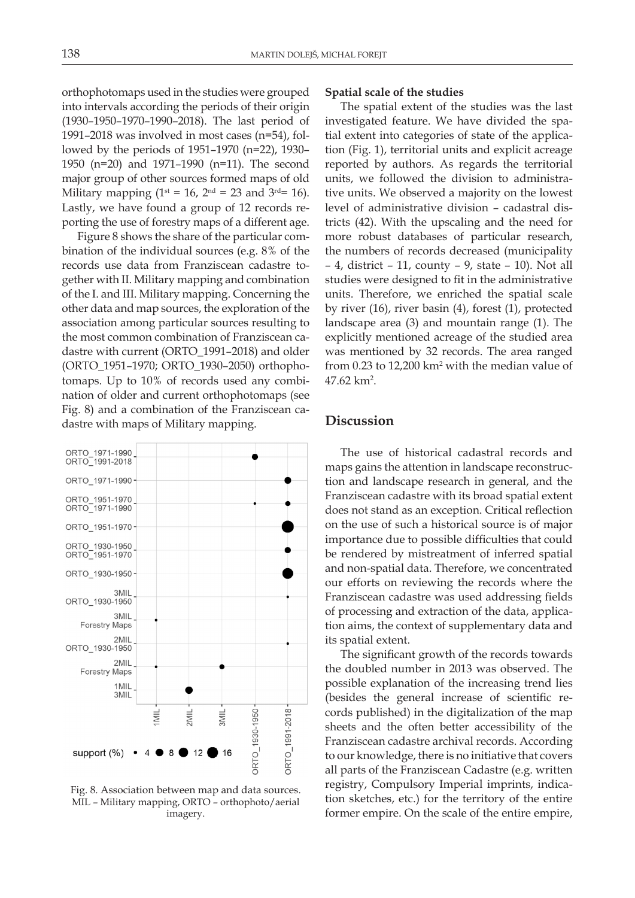orthophotomaps used in the studies were grouped into intervals according the periods of their origin (1930–1950–1970–1990–2018). The last period of 1991–2018 was involved in most cases (n=54), followed by the periods of 1951–1970 (n=22), 1930–1950 (n=20) and 1971–1990 (n=11). The second major group of other sources formed maps of old Military mapping (1st = 16, 2nd = 23 and 3rd= 16). Lastly, we have found a group of 12 records reporting the use of forestry maps of a different age.

Figure 8 shows the share of the particular combination of the individual sources (e.g. 8% of the records use data from Franziscean cadastre together with II. Military mapping and combination of the I. and III. Military mapping. Concerning the other data and map sources, the exploration of the association among particular sources resulting to the most common combination of Franziscean cadastre with current (ORTO_1991–2018) and older (ORTO_1951–1970; ORTO_1930–2050) orthophotomaps. Up to 10% of records used any combination of older and current orthophotomaps (see Fig. 8) and a combination of the Franziscean cadastre with maps of Military mapping.

Fig. 8. Association between map and data sources. MIL – Military mapping, ORTO – orthophoto/aerial imagery.

**Spatial scale of the studies**

The spatial extent of the studies was the last investigated feature. We have divided the spatial extent into categories of state of the application (Fig. 1), territorial units and explicit acreage reported by authors. As regards the territorial units, we followed the division to administrative units. We observed a majority on the lowest level of administrative division – cadastral districts (42). With the upscaling and the need for more robust databases of particular research, the numbers of records decreased (municipality – 4, district – 11, county – 9, state – 10). Not all studies were designed to fit in the administrative units. Therefore, we enriched the spatial scale by river (16), river basin (4), forest (1), protected landscape area (3) and mountain range (1). The explicitly mentioned acreage of the studied area was mentioned by 32 records. The area ranged from 0.23 to 12,200 km$^2$ with the median value of 47.62 km$^2$.

## Discussion

The use of historical cadastral records and maps gains the attention in landscape reconstruction and landscape research in general, and the Franziscean cadastre with its broad spatial extent does not stand as an exception. Critical reflection on the use of such a historical source is of major importance due to possible difficulties that could be rendered by mistreatment of inferred spatial and non-spatial data. Therefore, we concentrated our efforts on reviewing the records where the Franziscean cadastre was used addressing fields of processing and extraction of the data, application aims, the context of supplementary data and its spatial extent.

The significant growth of the records towards the doubled number in 2013 was observed. The possible explanation of the increasing trend lies (besides the general increase of scientific records published) in the digitalization of the map sheets and the often better accessibility of the Franziscean cadastre archival records. According to our knowledge, there is no initiative that covers all parts of the Franziscean Cadastre (e.g. written registry, Compulsory Imperial imprints, indication sketches, etc.) for the territory of the entire former empire. On the scale of the entire empire,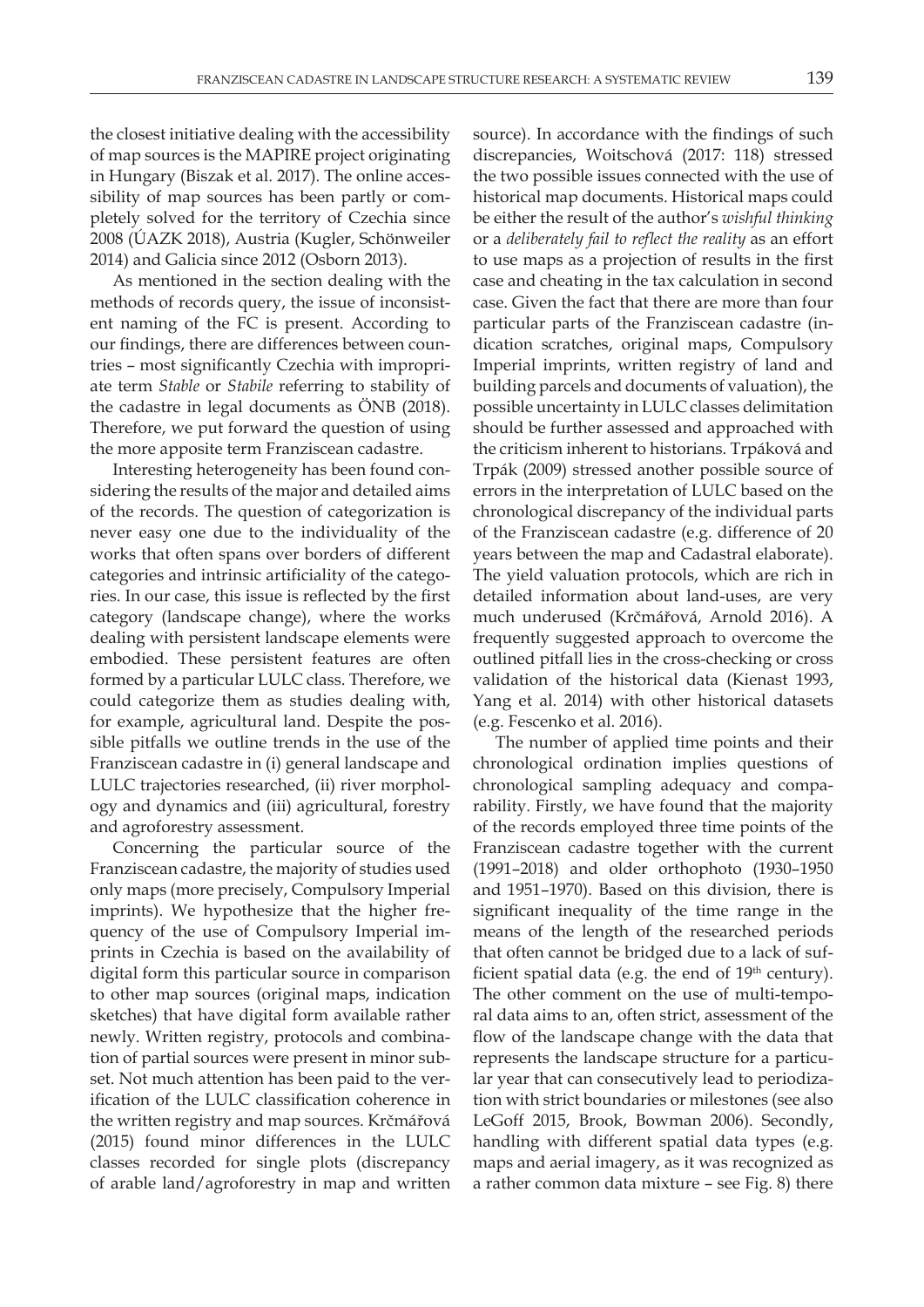the closest initiative dealing with the accessibility of map sources is the MAPIRE project originating in Hungary (Biszak et al. 2017). The online accessibility of map sources has been partly or completely solved for the territory of Czechia since 2008 (ÚAZK 2018), Austria (Kugler, Schönweiler 2014) and Galicia since 2012 (Osborn 2013).

As mentioned in the section dealing with the methods of records query, the issue of inconsistent naming of the FC is present. According to our findings, there are differences between countries – most significantly Czechia with inappropriate term *Stable* or *Stabile* referring to stability of the cadastre in legal documents as ÖNB (2018). Therefore, we put forward the question of using the more apposite term Franziscean cadastre.

Interesting heterogeneity has been found considering the results of the major and detailed aims of the records. The question of categorization is never easy one due to the individuality of the works that often spans over borders of different categories and intrinsic artificiality of the categories. In our case, this issue is reflected by the first category (landscape change), where the works dealing with persistent landscape elements were embodied. These persistent features are often formed by a particular LULC class. Therefore, we could categorize them as studies dealing with, for example, agricultural land. Despite the possible pitfalls we outline trends in the use of the Franziscean cadastre in (i) general landscape and LULC trajectories researched, (ii) river morphology and dynamics and (iii) agricultural, forestry and agroforestry assessment.

Concerning the particular source of the Franziscean cadastre, the majority of studies used only maps (more precisely, Compulsory Imperial imprints). We hypothesize that the higher frequency of the use of Compulsory Imperial imprints in Czechia is based on the availability of digital form this particular source in comparison to other map sources (original maps, indication sketches) that have digital form available rather newly. Written registry, protocols and combination of partial sources were present in minor subset. Not much attention has been paid to the verification of the LULC classification coherence in the written registry and map sources. Krčmářová (2015) found minor differences in the LULC classes recorded for single plots (discrepancy of arable land/agroforestry in map and written source). In accordance with the findings of such discrepancies, Woitschová (2017: 118) stressed the two possible issues connected with the use of historical map documents. Historical maps could be either the result of the author's *wishful thinking* or a *deliberately fail to reflect the reality* as an effort to use maps as a projection of results in the first case and cheating in the tax calculation in second case. Given the fact that there are more than four particular parts of the Franziscean cadastre (indication scratches, original maps, Compulsory Imperial imprints, written registry of land and building parcels and documents of valuation), the possible uncertainty in LULC classes delimitation should be further assessed and approached with the criticism inherent to historians. Trpáková and Trpák (2009) stressed another possible source of errors in the interpretation of LULC based on the chronological discrepancy of the individual parts of the Franziscean cadastre (e.g. difference of 20 years between the map and Cadastral elaborate). The yield valuation protocols, which are rich in detailed information about land-uses, are very much underused (Krčmářová, Arnold 2016). A frequently suggested approach to overcome the outlined pitfall lies in the cross-checking or cross validation of the historical data (Kienast 1993, Yang et al. 2014) with other historical datasets (e.g. Fescenko et al. 2016).

The number of applied time points and their chronological ordination implies questions of chronological sampling adequacy and comparability. Firstly, we have found that the majority of the records employed three time points of the Franziscean cadastre together with the current (1991–2018) and older orthophoto (1930–1950 and 1951–1970). Based on this division, there is significant inequality of the time range in the means of the length of the researched periods that often cannot be bridged due to a lack of sufficient spatial data (e.g. the end of 19th century). The other comment on the use of multi-temporal data aims to an, often strict, assessment of the flow of the landscape change with the data that represents the landscape structure for a particular year that can consecutively lead to periodization with strict boundaries or milestones (see also LeGoff 2015, Brook, Bowman 2006). Secondly, handling with different spatial data types (e.g. maps and aerial imagery, as it was recognized as a rather common data mixture – see Fig. 8) there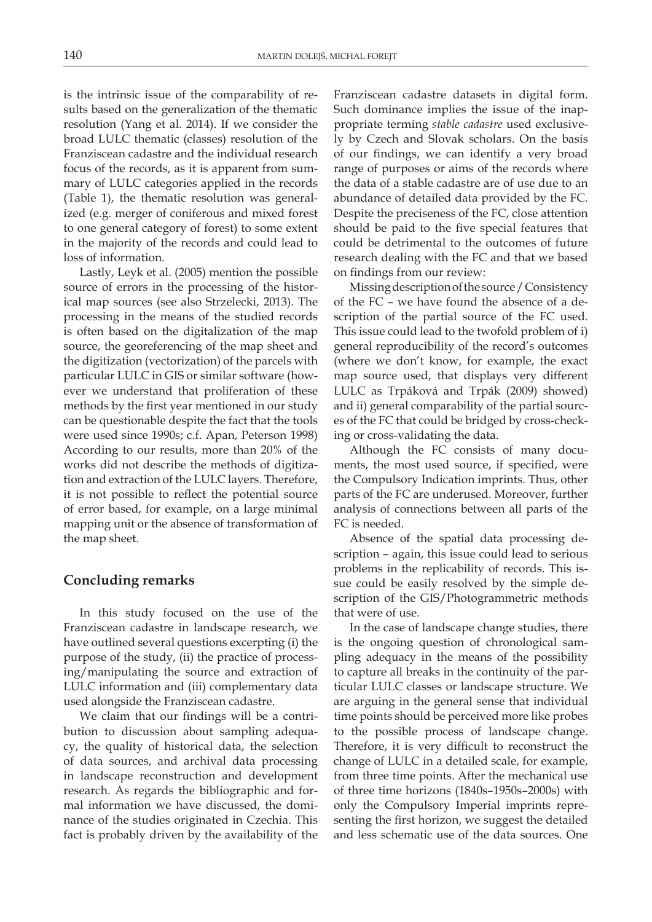is the intrinsic issue of the comparability of results based on the generalization of the thematic resolution (Yang et al. 2014). If we consider the broad LULC thematic (classes) resolution of the Franziscean cadastre and the individual research focus of the records, as it is apparent from summary of LULC categories applied in the records (Table 1), the thematic resolution was generalized (e.g. merger of coniferous and mixed forest to one general category of forest) to some extent in the majority of the records and could lead to loss of information.

Lastly, Leyk et al. (2005) mention the possible source of errors in the processing of the historical map sources (see also Strzelecki, 2013). The processing in the means of the studied records is often based on the digitalization of the map source, the georeferencing of the map sheet and the digitization (vectorization) of the parcels with particular LULC in GIS or similar software (however we understand that proliferation of these methods by the first year mentioned in our study can be questionable despite the fact that the tools were used since 1990s; c.f. Apan, Peterson 1998) According to our results, more than 20% of the works did not describe the methods of digitization and extraction of the LULC layers. Therefore, it is not possible to reflect the potential source of error based, for example, on a large minimal mapping unit or the absence of transformation of the map sheet.

## Concluding remarks

In this study focused on the use of the Franziscean cadastre in landscape research, we have outlined several questions excerpting (i) the purpose of the study, (ii) the practice of processing/manipulating the source and extraction of LULC information and (iii) complementary data used alongside the Franziscean cadastre.

We claim that our findings will be a contribution to discussion about sampling adequacy, the quality of historical data, the selection of data sources, and archival data processing in landscape reconstruction and development research. As regards the bibliographic and formal information we have discussed, the dominance of the studies originated in Czechia. This fact is probably driven by the availability of the Franziscean cadastre datasets in digital form. Such dominance implies the issue of the inappropriate terming *stable cadastre* used exclusively by Czech and Slovak scholars. On the basis of our findings, we can identify a very broad range of purposes or aims of the records where the data of a stable cadastre are of use due to an abundance of detailed data provided by the FC. Despite the preciseness of the FC, close attention should be paid to the five special features that could be detrimental to the outcomes of future research dealing with the FC and that we based on findings from our review:

Missing description of the source / Consistency of the FC – we have found the absence of a description of the partial source of the FC used. This issue could lead to the twofold problem of i) general reproducibility of the record's outcomes (where we don't know, for example, the exact map source used, that displays very different LULC as Trpáková and Trpák (2009) showed) and ii) general comparability of the partial sources of the FC that could be bridged by cross-checking or cross-validating the data.

Although the FC consists of many documents, the most used source, if specified, were the Compulsory Indication imprints. Thus, other parts of the FC are underused. Moreover, further analysis of connections between all parts of the FC is needed.

Absence of the spatial data processing description – again, this issue could lead to serious problems in the replicability of records. This issue could be easily resolved by the simple description of the GIS/Photogrammetric methods that were of use.

In the case of landscape change studies, there is the ongoing question of chronological sampling adequacy in the means of the possibility to capture all breaks in the continuity of the particular LULC classes or landscape structure. We are arguing in the general sense that individual time points should be perceived more like probes to the possible process of landscape change. Therefore, it is very difficult to reconstruct the change of LULC in a detailed scale, for example, from three time points. After the mechanical use of three time horizons (1840s–1950s–2000s) with only the Compulsory Imperial imprints representing the first horizon, we suggest the detailed and less schematic use of the data sources. One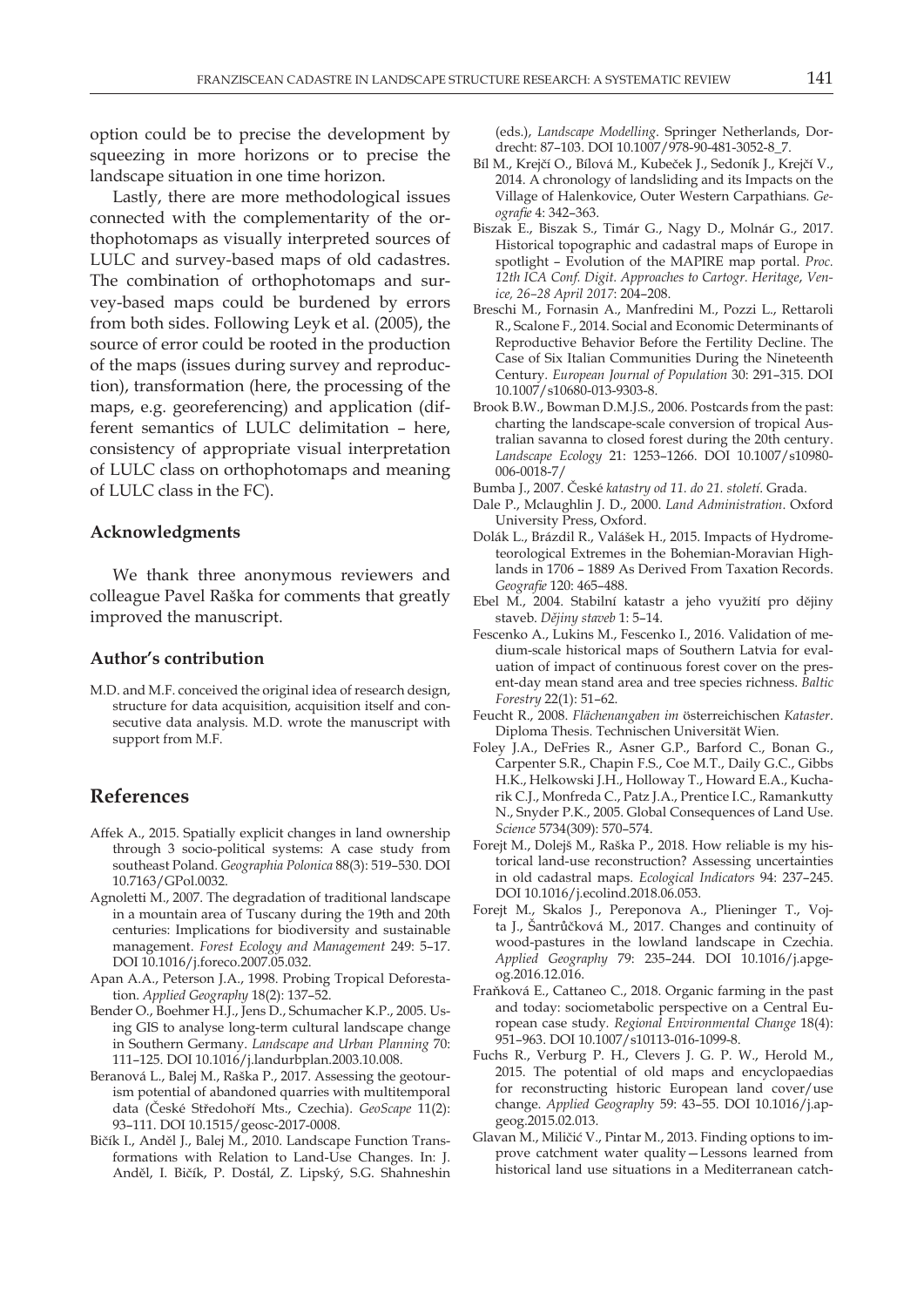option could be to precise the development by squeezing in more horizons or to precise the landscape situation in one time horizon.

Lastly, there are more methodological issues connected with the complementarity of the orthophotomaps as visually interpreted sources of LULC and survey-based maps of old cadastres. The combination of orthophotomaps and survey-based maps could be burdened by errors from both sides. Following Leyk et al. (2005), the source of error could be rooted in the production of the maps (issues during survey and reproduction), transformation (here, the processing of the maps, e.g. georeferencing) and application (different semantics of LULC delimitation – here, consistency of appropriate visual interpretation of LULC class on orthophotomaps and meaning of LULC class in the FC).

### Acknowledgments

We thank three anonymous reviewers and colleague Pavel Raška for comments that greatly improved the manuscript.

### Author's contribution

M.D. and M.F. conceived the original idea of research design, structure for data acquisition, acquisition itself and consecutive data analysis. M.D. wrote the manuscript with support from M.F.

## References

- Affek A., 2015. Spatially explicit changes in land ownership through 3 socio-political systems: A case study from southeast Poland. *Geographia Polonica* 88(3): 519–530. DOI 10.7163/GPol.0032.
- Agnoletti M., 2007. The degradation of traditional landscape in a mountain area of Tuscany during the 19th and 20th centuries: Implications for biodiversity and sustainable management. *Forest Ecology and Management* 249: 5–17. DOI 10.1016/j.foreco.2007.05.032.
- Apan A.A., Peterson J.A., 1998. Probing Tropical Deforestation. *Applied Geography* 18(2): 137–52.
- Bender O., Boehmer H.J., Jens D., Schumacher K.P., 2005. Using GIS to analyse long-term cultural landscape change in Southern Germany. *Landscape and Urban Planning* 70: 111–125. DOI 10.1016/j.landurbplan.2003.10.008.
- Beranová L., Balej M., Raška P., 2017. Assessing the geotourism potential of abandoned quarries with multitemporal data (České Středohoří Mts., Czechia). *GeoScape* 11(2): 93–111. DOI 10.1515/geosc-2017-0008.
- Bičík I., Anděl J., Balej M., 2010. Landscape Function Transformations with Relation to Land-Use Changes. In: J. Anděl, I. Bičík, P. Dostál, Z. Lipský, S.G. Shahneshin (eds.), *Landscape Modelling*. Springer Netherlands, Dordrecht: 87–103. DOI 10.1007/978-90-481-3052-8_7.
- Bíl M., Krejčí O., Bílová M., Kubeček J., Sedoník J., Krejčí V., 2014. A chronology of landsliding and its Impacts on the Village of Halenkovice, Outer Western Carpathians. *Geografie* 4: 342–363.
- Biszak E., Biszak S., Timár G., Nagy D., Molnár G., 2017. Historical topographic and cadastral maps of Europe in spotlight – Evolution of the MAPIRE map portal. *Proc. 12th ICA Conf. Digit. Approaches to Cartogr. Heritage, Venice, 26–28 April 2017*: 204–208.
- Breschi M., Fornasin A., Manfredini M., Pozzi L., Rettaroli R., Scalone F., 2014. Social and Economic Determinants of Reproductive Behavior Before the Fertility Decline. The Case of Six Italian Communities During the Nineteenth Century. *European Journal of Population* 30: 291–315. DOI 10.1007/s10680-013-9303-8.
- Brook B.W., Bowman D.M.J.S., 2006. Postcards from the past: charting the landscape-scale conversion of tropical Australian savanna to closed forest during the 20th century. *Landscape Ecology* 21: 1253–1266. DOI 10.1007/s10980-006-0018-7/
- Bumba J., 2007. České *katastry od 11. do 21. století*. Grada.
- Dale P., Mclaughlin J. D., 2000. *Land Administration*. Oxford University Press, Oxford.
- Dolák L., Brázdil R., Valášek H., 2015. Impacts of Hydrometeorological Extremes in the Bohemian-Moravian Highlands in 1706 – 1889 As Derived From Taxation Records. *Geografie* 120: 465–488.
- Ebel M., 2004. Stabilní katastr a jeho využití pro dějiny staveb. *Dějiny staveb* 1: 5–14.
- Fescenko A., Lukins M., Fescenko I., 2016. Validation of medium-scale historical maps of Southern Latvia for evaluation of impact of continuous forest cover on the present-day mean stand area and tree species richness. *Baltic Forestry* 22(1): 51–62.
- Feucht R., 2008. *Flächenangaben im* österreichischen *Kataster*. Diploma Thesis. Technischen Universität Wien.
- Foley J.A., DeFries R., Asner G.P., Barford C., Bonan G., Carpenter S.R., Chapin F.S., Coe M.T., Daily G.C., Gibbs H.K., Helkowski J.H., Holloway T., Howard E.A., Kucharik C.J., Monfreda C., Patz J.A., Prentice I.C., Ramankutty N., Snyder P.K., 2005. Global Consequences of Land Use. *Science* 5734(309): 570–574.
- Forejt M., Dolejš M., Raška P., 2018. How reliable is my historical land-use reconstruction? Assessing uncertainties in old cadastral maps. *Ecological Indicators* 94: 237–245. DOI 10.1016/j.ecolind.2018.06.053.
- Forejt M., Skalos J., Pereponova A., Plieninger T., Vojta J., Šantrůčková M., 2017. Changes and continuity of wood-pastures in the lowland landscape in Czechia. *Applied Geography* 79: 235–244. DOI 10.1016/j.apgeog.2016.12.016.
- Fraňková E., Cattaneo C., 2018. Organic farming in the past and today: sociometabolic perspective on a Central European case study. *Regional Environmental Change* 18(4): 951–963. DOI 10.1007/s10113-016-1099-8.
- Fuchs R., Verburg P. H., Clevers J. G. P. W., Herold M., 2015. The potential of old maps and encyclopaedias for reconstructing historic European land cover/use change. *Applied Geography* 59: 43–55. DOI 10.1016/j.apgeog.2015.02.013.
- Glavan M., Miličić V., Pintar M., 2013. Finding options to improve catchment water quality—Lessons learned from historical land use situations in a Mediterranean catch-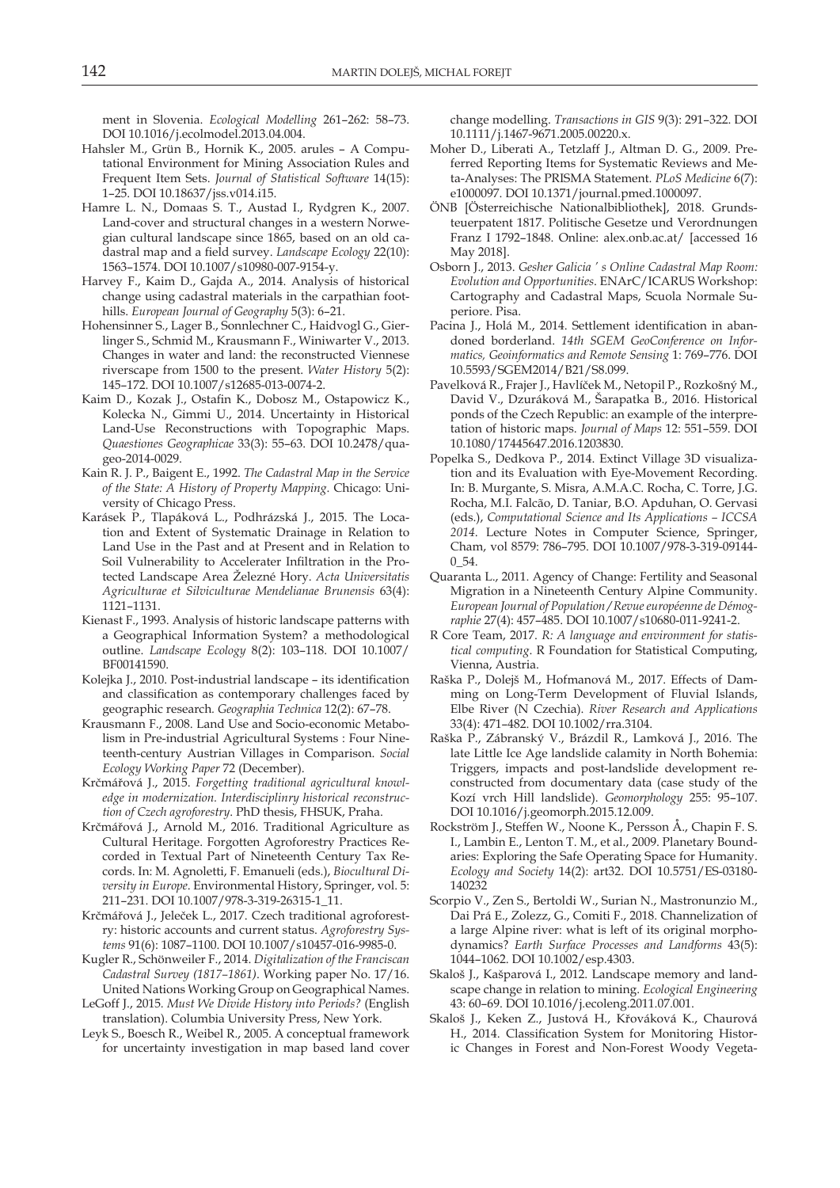ment in Slovenia. *Ecological Modelling* 261–262: 58–73. DOI 10.1016/j.ecolmodel.2013.04.004.

Hahsler M., Grün B., Hornik K., 2005. arules – A Computational Environment for Mining Association Rules and Frequent Item Sets. *Journal of Statistical Software* 14(15): 1–25. DOI 10.18637/jss.v014.i15.

Hamre L. N., Domaas S. T., Austad I., Rydgren K., 2007. Land-cover and structural changes in a western Norwegian cultural landscape since 1865, based on an old cadastral map and a field survey. *Landscape Ecology* 22(10): 1563–1574. DOI 10.1007/s10980-007-9154-y.

Harvey F., Kaim D., Gajda A., 2014. Analysis of historical change using cadastral materials in the carpathian foothills. *European Journal of Geography* 5(3): 6–21.

Hohensinner S., Lager B., Sonnlechner C., Haidvogl G., Gierlinger S., Schmid M., Krausmann F., Winiwarter V., 2013. Changes in water and land: the reconstructed Viennese riverscape from 1500 to the present. *Water History* 5(2): 145–172. DOI 10.1007/s12685-013-0074-2.

Kaim D., Kozak J., Ostafin K., Dobosz M., Ostapowicz K., Kolecka N., Gimmi U., 2014. Uncertainty in Historical Land-Use Reconstructions with Topographic Maps. *Quaestiones Geographicae* 33(3): 55–63. DOI 10.2478/quageo-2014-0029.

Kain R. J. P., Baigent E., 1992. *The Cadastral Map in the Service of the State: A History of Property Mapping*. Chicago: University of Chicago Press.

Karásek P., Tlapáková L., Podhrázská J., 2015. The Location and Extent of Systematic Drainage in Relation to Land Use in the Past and at Present and in Relation to Soil Vulnerability to Accelerater Infiltration in the Protected Landscape Area Železné Hory. *Acta Universitatis Agriculturae et Silviculturae Mendelianae Brunensis* 63(4): 1121–1131.

Kienast F., 1993. Analysis of historic landscape patterns with a Geographical Information System? a methodological outline. *Landscape Ecology* 8(2): 103–118. DOI 10.1007/BF00141590.

Kolejka J., 2010. Post-industrial landscape – its identification and classification as contemporary challenges faced by geographic research. *Geographia Technica* 12(2): 67–78.

Krausmann F., 2008. Land Use and Socio-economic Metabolism in Pre-industrial Agricultural Systems : Four Nineteenth-century Austrian Villages in Comparison. *Social Ecology Working Paper* 72 (December).

Krčmářová J., 2015. *Forgetting traditional agricultural knowledge in modernization. Interdisciplinry historical reconstruction of Czech agroforestry*. PhD thesis, FHSUK, Praha.

Krčmářová J., Arnold M., 2016. Traditional Agriculture as Cultural Heritage. Forgotten Agroforestry Practices Recorded in Textual Part of Nineteenth Century Tax Records. In: M. Agnoletti, F. Emanueli (eds.), *Biocultural Diversity in Europe*. Environmental History, Springer, vol. 5: 211–231. DOI 10.1007/978-3-319-26315-1_11.

Krčmářová J., Jeleček L., 2017. Czech traditional agroforestry: historic accounts and current status. *Agroforestry Systems* 91(6): 1087–1100. DOI 10.1007/s10457-016-9985-0.

Kugler R., Schönweiler F., 2014. *Digitalization of the Franciscan Cadastral Survey (1817–1861)*. Working paper No. 17/16. United Nations Working Group on Geographical Names.

LeGoff J., 2015. *Must We Divide History into Periods?* (English translation). Columbia University Press, New York.

Leyk S., Boesch R., Weibel R., 2005. A conceptual framework for uncertainty investigation in map based land cover change modelling. *Transactions in GIS* 9(3): 291–322. DOI 10.1111/j.1467-9671.2005.00220.x.

Moher D., Liberati A., Tetzlaff J., Altman D. G., 2009. Preferred Reporting Items for Systematic Reviews and Meta-Analyses: The PRISMA Statement. *PLoS Medicine* 6(7): e1000097. DOI 10.1371/journal.pmed.1000097.

ÖNB [Österreichische Nationalbibliothek], 2018. Grundsteuerpatent 1817. Politische Gesetze und Verordnungen Franz I 1792–1848. Online: alex.onb.ac.at/ [accessed 16 May 2018].

Osborn J., 2013. *Gesher Galicia ' s Online Cadastral Map Room: Evolution and Opportunities*. ENArC/ICARUS Workshop: Cartography and Cadastral Maps, Scuola Normale Superiore. Pisa.

Pacina J., Holá M., 2014. Settlement identification in abandoned borderland. *14th SGEM GeoConference on Informatics, Geoinformatics and Remote Sensing* 1: 769–776. DOI 10.5593/SGEM2014/B21/S8.099.

Pavelková R., Frajer J., Havlíček M., Netopil P., Rozkošný M., David V., Dzuráková M., Šarapatka B., 2016. Historical ponds of the Czech Republic: an example of the interpretation of historic maps. *Journal of Maps* 12: 551–559. DOI 10.1080/17445647.2016.1203830.

Popelka S., Dedkova P., 2014. Extinct Village 3D visualization and its Evaluation with Eye-Movement Recording. In: B. Murgante, S. Misra, A.M.A.C. Rocha, C. Torre, J.G. Rocha, M.I. Falcão, D. Taniar, B.O. Apduhan, O. Gervasi (eds.), *Computational Science and Its Applications – ICCSA 2014*. Lecture Notes in Computer Science, Springer, Cham, vol 8579: 786–795. DOI 10.1007/978-3-319-09144-0_54.

Quaranta L., 2011. Agency of Change: Fertility and Seasonal Migration in a Nineteenth Century Alpine Community. *European Journal of Population / Revue européenne de Démographie* 27(4): 457–485. DOI 10.1007/s10680-011-9241-2.

R Core Team, 2017. *R: A language and environment for statistical computing*. R Foundation for Statistical Computing, Vienna, Austria.

Raška P., Dolejš M., Hofmanová M., 2017. Effects of Damming on Long-Term Development of Fluvial Islands, Elbe River (N Czechia). *River Research and Applications* 33(4): 471–482. DOI 10.1002/rra.3104.

Raška P., Zábranský V., Brázdil R., Lamková J., 2016. The late Little Ice Age landslide calamity in North Bohemia: Triggers, impacts and post-landslide development reconstructed from documentary data (case study of the Kozí vrch Hill landslide). *Geomorphology* 255: 95–107. DOI 10.1016/j.geomorph.2015.12.009.

Rockström J., Steffen W., Noone K., Persson Å., Chapin F. S. I., Lambin E., Lenton T. M., et al., 2009. Planetary Boundaries: Exploring the Safe Operating Space for Humanity. *Ecology and Society* 14(2): art32. DOI 10.5751/ES-03180-140232

Scorpio V., Zen S., Bertoldi W., Surian N., Mastronunzio M., Dai Prá E., Zolezz, G., Comiti F., 2018. Channelization of a large Alpine river: what is left of its original morphodynamics? *Earth Surface Processes and Landforms* 43(5): 1044–1062. DOI 10.1002/esp.4303.

Skaloš J., Kašparová I., 2012. Landscape memory and landscape change in relation to mining. *Ecological Engineering* 43: 60–69. DOI 10.1016/j.ecoleng.2011.07.001.

Skaloš J., Keken Z., Justová H., Křováková K., Chaurová H., 2014. Classification System for Monitoring Historic Changes in Forest and Non-Forest Woody Vegeta-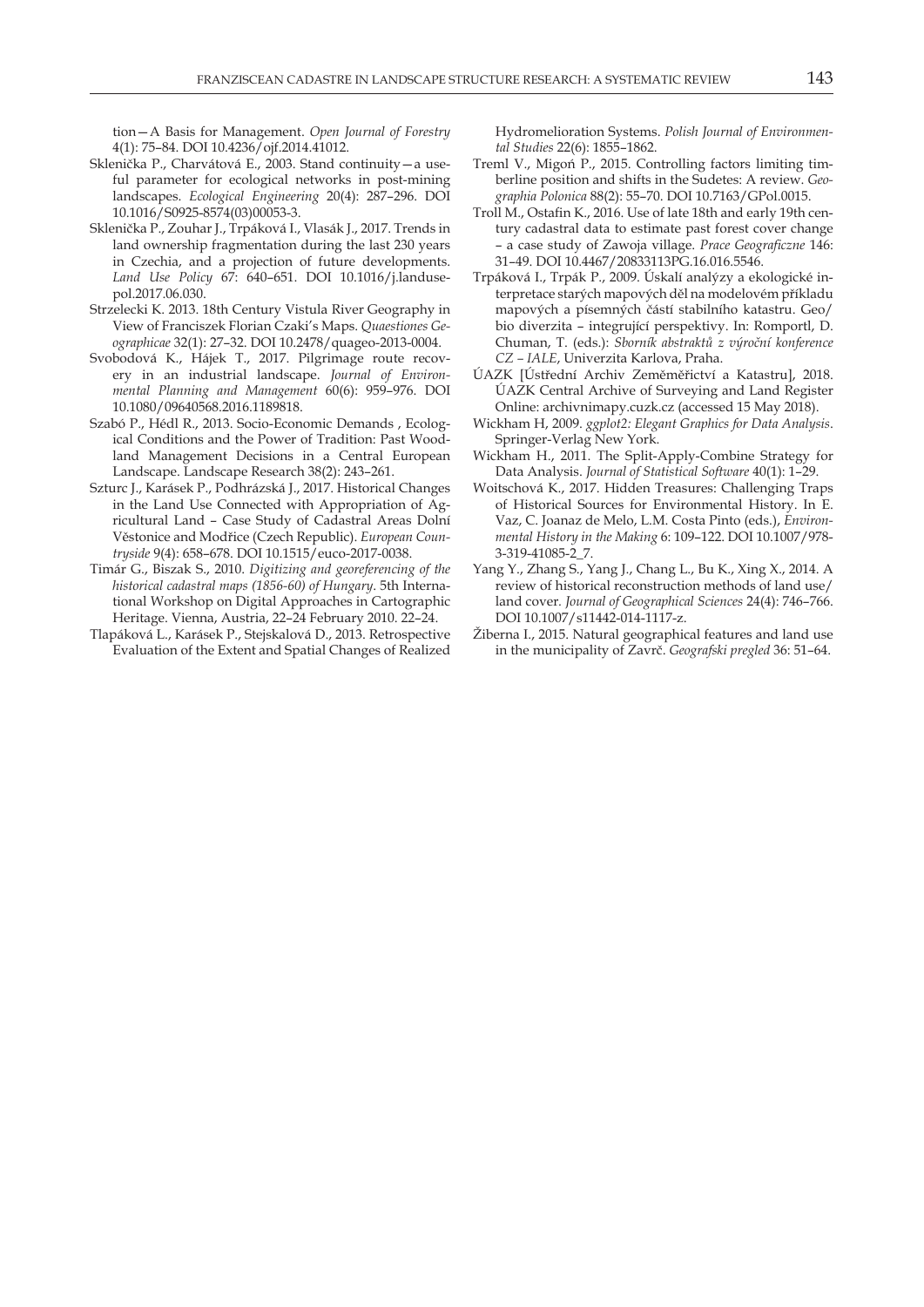tion—A Basis for Management. *Open Journal of Forestry* 4(1): 75–84. DOI 10.4236/ojf.2014.41012.

Sklenička P., Charvátová E., 2003. Stand continuity—a useful parameter for ecological networks in post-mining landscapes. *Ecological Engineering* 20(4): 287–296. DOI 10.1016/S0925-8574(03)00053-3.

Sklenička P., Zouhar J., Trpáková I., Vlasák J., 2017. Trends in land ownership fragmentation during the last 230 years in Czechia, and a projection of future developments. *Land Use Policy* 67: 640–651. DOI 10.1016/j.landusepol.2017.06.030.

Strzelecki K. 2013. 18th Century Vistula River Geography in View of Franciszek Florian Czaki's Maps. *Quaestiones Geographicae* 32(1): 27–32. DOI 10.2478/quageo-2013-0004.

Svobodová K., Hájek T., 2017. Pilgrimage route recovery in an industrial landscape. *Journal of Environmental Planning and Management* 60(6): 959–976. DOI 10.1080/09640568.2016.1189818.

Szabó P., Hédl R., 2013. Socio-Economic Demands , Ecological Conditions and the Power of Tradition: Past Woodland Management Decisions in a Central European Landscape. Landscape Research 38(2): 243–261.

Szturc J., Karásek P., Podhrázská J., 2017. Historical Changes in the Land Use Connected with Appropriation of Agricultural Land – Case Study of Cadastral Areas Dolní Věstonice and Modřice (Czech Republic). *European Countryside* 9(4): 658–678. DOI 10.1515/euco-2017-0038.

Timár G., Biszak S., 2010. *Digitizing and georeferencing of the historical cadastral maps (1856-60) of Hungary*. 5th International Workshop on Digital Approaches in Cartographic Heritage. Vienna, Austria, 22–24 February 2010. 22–24.

Tlapáková L., Karásek P., Stejskalová D., 2013. Retrospective Evaluation of the Extent and Spatial Changes of Realized Hydromelioration Systems. *Polish Journal of Environmental Studies* 22(6): 1855–1862.

Treml V., Migoń P., 2015. Controlling factors limiting timberline position and shifts in the Sudetes: A review. *Geographia Polonica* 88(2): 55–70. DOI 10.7163/GPol.0015.

Troll M., Ostafin K., 2016. Use of late 18th and early 19th century cadastral data to estimate past forest cover change – a case study of Zawoja village. *Prace Geograficzne* 146: 31–49. DOI 10.4467/20833113PG.16.016.5546.

Trpáková I., Trpák P., 2009. Úskalí analýzy a ekologické interpretace starých mapových děl na modelovém příkladu mapových a písemných částí stabilního katastru. Geo/bio diverzita – integrující perspektivy. In: Romportl, D. Chuman, T. (eds.): *Sborník abstraktů z výroční konference CZ – IALE*, Univerzita Karlova, Praha.

ÚAZK [Ústřední Archiv Zeměměřictví a Katastru], 2018. ÚAZK Central Archive of Surveying and Land Register Online: archivnimapy.cuzk.cz (accessed 15 May 2018).

Wickham H, 2009. *ggplot2: Elegant Graphics for Data Analysis*. Springer-Verlag New York.

Wickham H., 2011. The Split-Apply-Combine Strategy for Data Analysis. *Journal of Statistical Software* 40(1): 1–29.

Woitschová K., 2017. Hidden Treasures: Challenging Traps of Historical Sources for Environmental History. In E. Vaz, C. Joanaz de Melo, L.M. Costa Pinto (eds.), *Environmental History in the Making* 6: 109–122. DOI 10.1007/978-3-319-41085-2_7.

Yang Y., Zhang S., Yang J., Chang L., Bu K., Xing X., 2014. A review of historical reconstruction methods of land use/land cover. *Journal of Geographical Sciences* 24(4): 746–766. DOI 10.1007/s11442-014-1117-z.

Žiberna I., 2015. Natural geographical features and land use in the municipality of Zavrč. *Geografski pregled* 36: 51–64.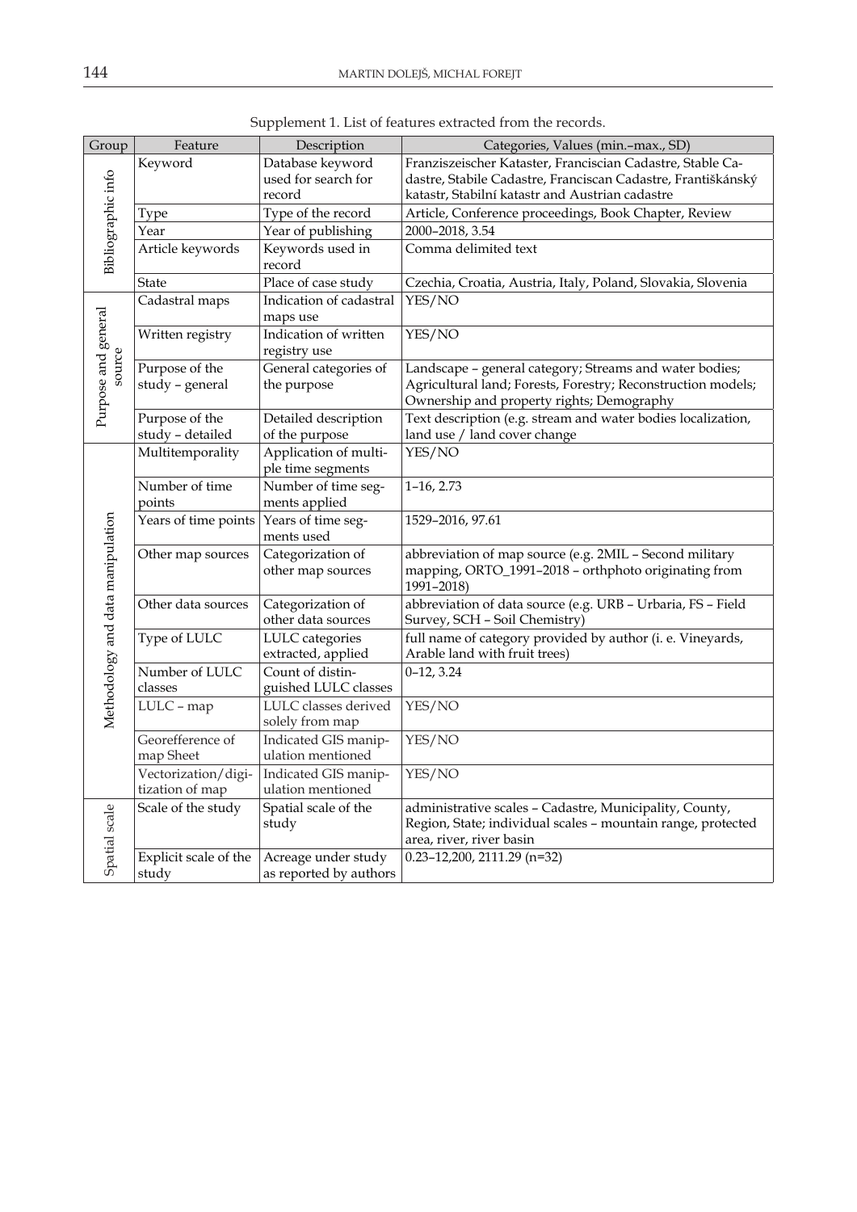Supplement 1. List of features extracted from the records.

| Group | Feature | Description | Categories, Values (min.–max., SD) |
|---|---|---|---|
| Bibliographic info | Keyword | Database keyword used for search for record | Franziszeischer Kataster, Franciscian Cadastre, Stable Cadastre, Stabile Cadastre, Franciscan Cadastre, Františkánský katastr, Stabilní katastr and Austrian cadastre |
| | Type | Type of the record | Article, Conference proceedings, Book Chapter, Review |
| | Year | Year of publishing | 2000–2018, 3.54 |
| | Article keywords | Keywords used in record | Comma delimited text |
| | State | Place of case study | Czechia, Croatia, Austria, Italy, Poland, Slovakia, Slovenia |
| Purpose and general source | Cadastral maps | Indication of cadastral maps use | YES/NO |
| | Written registry | Indication of written registry use | YES/NO |
| | Purpose of the study – general | General categories of the purpose | Landscape – general category; Streams and water bodies; Agricultural land; Forests, Forestry; Reconstruction models; Ownership and property rights; Demography |
| | Purpose of the study – detailed | Detailed description of the purpose | Text description (e.g. stream and water bodies localization, land use / land cover change |
| Methodology and data manipulation | Multitemporality | Application of multiple time segments | YES/NO |
| | Number of time points | Number of time segments applied | 1–16, 2.73 |
| | Years of time points | Years of time segments used | 1529–2016, 97.61 |
| | Other map sources | Categorization of other map sources | abbreviation of map source (e.g. 2MIL – Second military mapping, ORTO_1991–2018 – orthphoto originating from 1991–2018) |
| | Other data sources | Categorization of other data sources | abbreviation of data source (e.g. URB – Urbaria, FS – Field Survey, SCH – Soil Chemistry) |
| | Type of LULC | LULC categories extracted, applied | full name of category provided by author (i. e. Vineyards, Arable land with fruit trees) |
| | Number of LULC classes | Count of distinguished LULC classes | 0–12, 3.24 |
| | LULC – map | LULC classes derived solely from map | YES/NO |
| | Georefference of map Sheet | Indicated GIS manipulation mentioned | YES/NO |
| | Vectorization/digitization of map | Indicated GIS manipulation mentioned | YES/NO |
| Spatial scale | Scale of the study | Spatial scale of the study | administrative scales – Cadastre, Municipality, County, Region, State; individual scales – mountain range, protected area, river, river basin |
| | Explicit scale of the study | Acreage under study as reported by authors | 0.23–12,200, 2111.29 (n=32) |